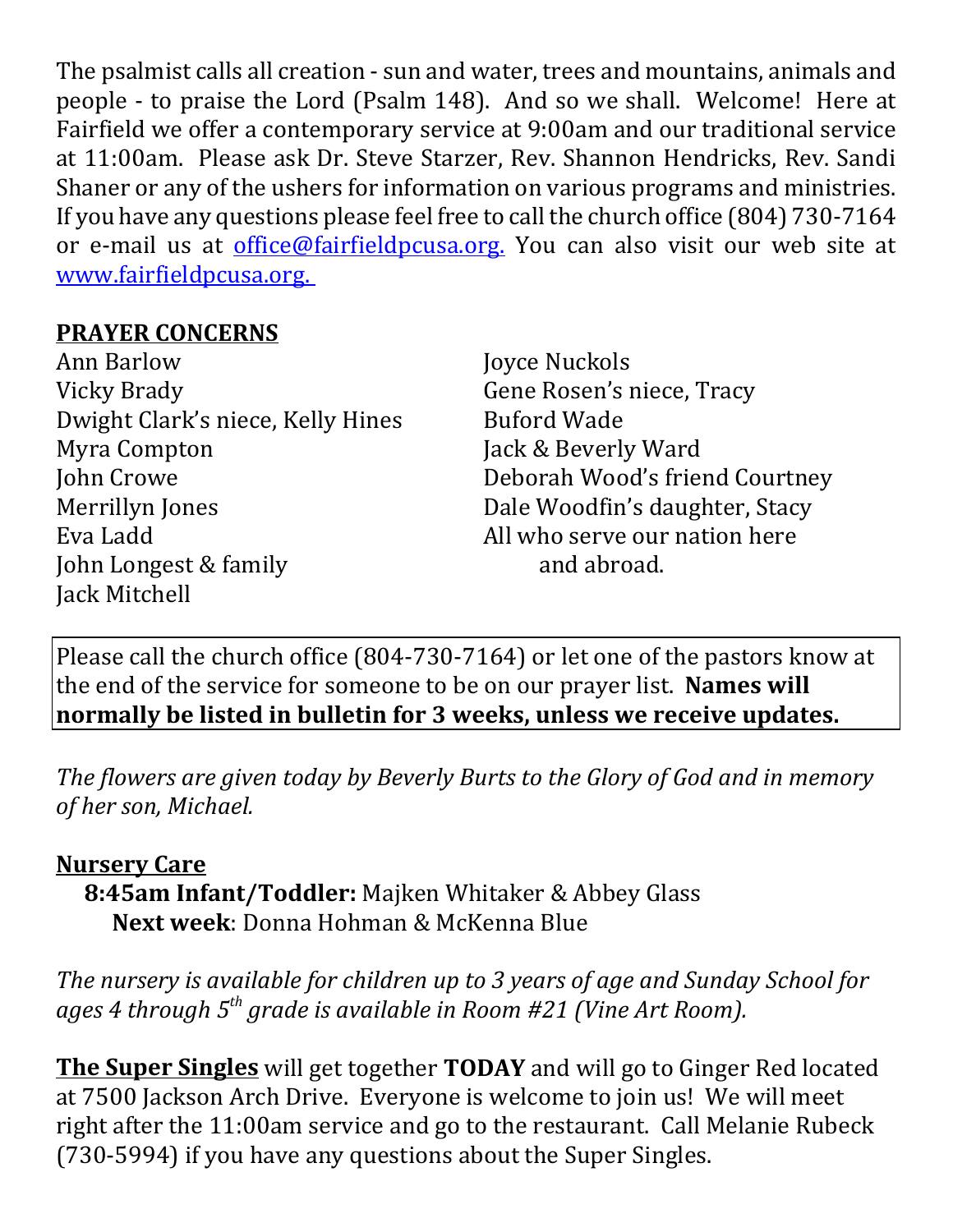The psalmist calls all creation - sun and water, trees and mountains, animals and people - to praise the Lord (Psalm 148). And so we shall. Welcome! Here at Fairfield we offer a contemporary service at 9:00am and our traditional service at 11:00am. Please ask Dr. Steve Starzer, Rev. Shannon Hendricks, Rev. Sandi Shaner or any of the ushers for information on various programs and ministries. If you have any questions please feel free to call the church office (804) 730-7164 or e-mail us at office@fairfieldpcusa.org. You can also visit our web site at www.fairfieldpcusa.org.

**PRAYER CONCERNS**

Ann Barlow
Vicky Brady
Dwight Clark's niece, Kelly Hines
Myra Compton
John Crowe
Merrillyn Jones
Eva Ladd
John Longest & family
Jack Mitchell
Joyce Nuckols
Gene Rosen's niece, Tracy
Buford Wade
Jack & Beverly Ward
Deborah Wood's friend Courtney
Dale Woodfin's daughter, Stacy
All who serve our nation here and abroad.

Please call the church office (804-730-7164) or let one of the pastors know at the end of the service for someone to be on our prayer list. **Names will normally be listed in bulletin for 3 weeks, unless we receive updates.**

*The flowers are given today by Beverly Burts to the Glory of God and in memory of her son, Michael.*

**Nursery Care**

**8:45am Infant/Toddler:** Majken Whitaker & Abbey Glass
**Next week**: Donna Hohman & McKenna Blue

*The nursery is available for children up to 3 years of age and Sunday School for ages 4 through 5th grade is available in Room #21 (Vine Art Room).*

**The Super Singles** will get together **TODAY** and will go to Ginger Red located at 7500 Jackson Arch Drive. Everyone is welcome to join us! We will meet right after the 11:00am service and go to the restaurant. Call Melanie Rubeck (730-5994) if you have any questions about the Super Singles.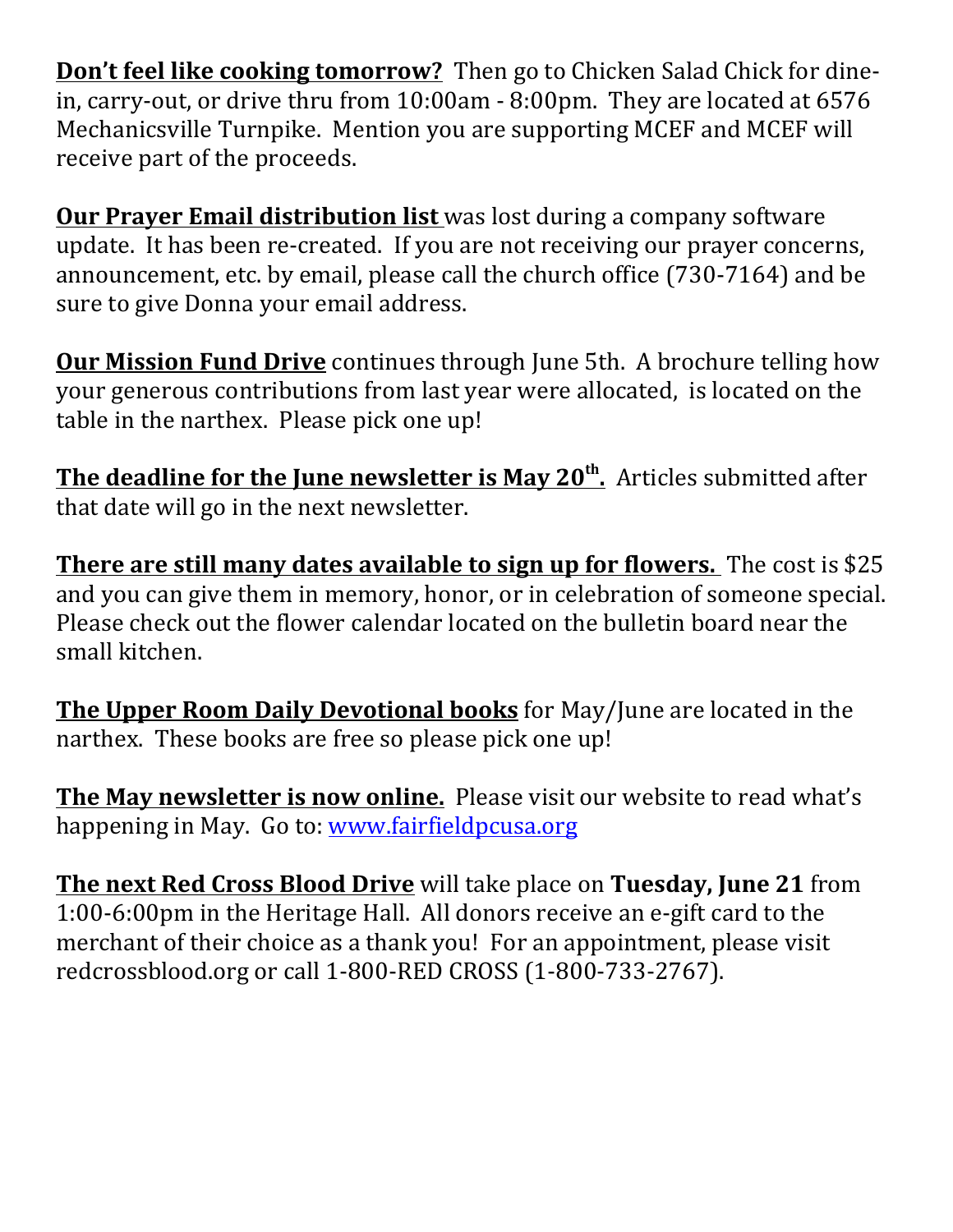**Don't feel like cooking tomorrow?** Then go to Chicken Salad Chick for dine-in, carry-out, or drive thru from 10:00am - 8:00pm. They are located at 6576 Mechanicsville Turnpike. Mention you are supporting MCEF and MCEF will receive part of the proceeds.

**Our Prayer Email distribution list** was lost during a company software update. It has been re-created. If you are not receiving our prayer concerns, announcement, etc. by email, please call the church office (730-7164) and be sure to give Donna your email address.

**Our Mission Fund Drive** continues through June 5th. A brochure telling how your generous contributions from last year were allocated, is located on the table in the narthex. Please pick one up!

**The deadline for the June newsletter is May 20th.** Articles submitted after that date will go in the next newsletter.

**There are still many dates available to sign up for flowers.** The cost is $25 and you can give them in memory, honor, or in celebration of someone special. Please check out the flower calendar located on the bulletin board near the small kitchen.

**The Upper Room Daily Devotional books** for May/June are located in the narthex. These books are free so please pick one up!

**The May newsletter is now online.** Please visit our website to read what's happening in May. Go to: www.fairfieldpcusa.org

**The next Red Cross Blood Drive** will take place on **Tuesday, June 21** from 1:00-6:00pm in the Heritage Hall. All donors receive an e-gift card to the merchant of their choice as a thank you! For an appointment, please visit redcrossblood.org or call 1-800-RED CROSS (1-800-733-2767).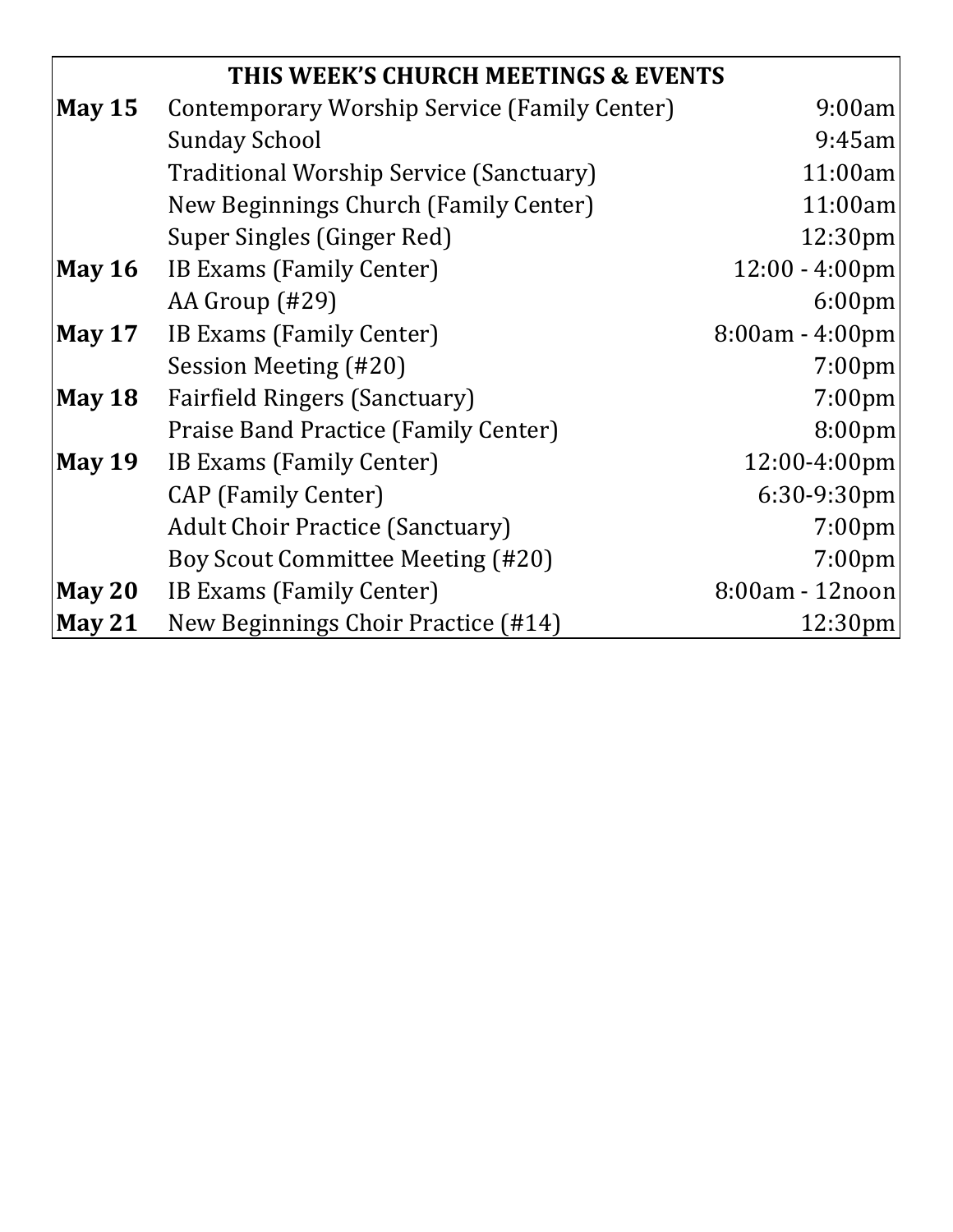| THIS WEEK'S CHURCH MEETINGS & EVENTS | | |
|---|---|---|
| **May 15** | Contemporary Worship Service (Family Center) | 9:00am |
| | Sunday School | 9:45am |
| | Traditional Worship Service (Sanctuary) | 11:00am |
| | New Beginnings Church (Family Center) | 11:00am |
| | Super Singles (Ginger Red) | 12:30pm |
| **May 16** | IB Exams (Family Center) | 12:00 - 4:00pm |
| | AA Group (#29) | 6:00pm |
| **May 17** | IB Exams (Family Center) | 8:00am - 4:00pm |
| | Session Meeting (#20) | 7:00pm |
| **May 18** | Fairfield Ringers (Sanctuary) | 7:00pm |
| | Praise Band Practice (Family Center) | 8:00pm |
| **May 19** | IB Exams (Family Center) | 12:00-4:00pm |
| | CAP (Family Center) | 6:30-9:30pm |
| | Adult Choir Practice (Sanctuary) | 7:00pm |
| | Boy Scout Committee Meeting (#20) | 7:00pm |
| **May 20** | IB Exams (Family Center) | 8:00am - 12noon |
| **May 21** | New Beginnings Choir Practice (#14) | 12:30pm |